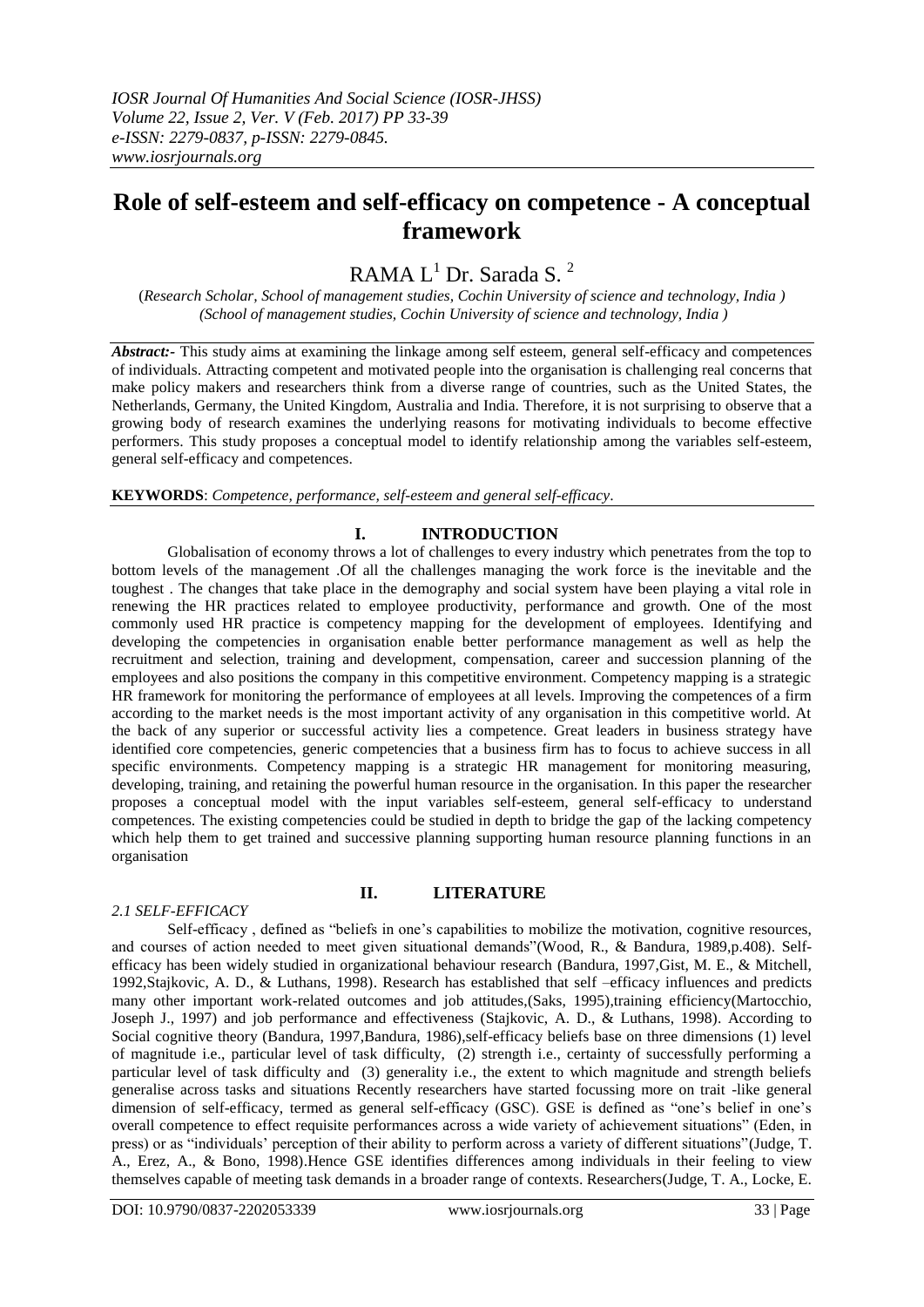# Role of self-esteem and self-efficacy on competence - A conceptual framework

RAMA L[1] Dr. Sarada S. [2]

(*Research Scholar, School of management studies, Cochin University of science and technology, India )*
*(School of management studies, Cochin University of science and technology, India )*

***Abstract:-*** This study aims at examining the linkage among self esteem, general self-efficacy and competences of individuals. Attracting competent and motivated people into the organisation is challenging real concerns that make policy makers and researchers think from a diverse range of countries, such as the United States, the Netherlands, Germany, the United Kingdom, Australia and India. Therefore, it is not surprising to observe that a growing body of research examines the underlying reasons for motivating individuals to become effective performers. This study proposes a conceptual model to identify relationship among the variables self-esteem, general self-efficacy and competences.

**KEYWORDS**: *Competence, performance, self-esteem and general self-efficacy*.

## I. INTRODUCTION

Globalisation of economy throws a lot of challenges to every industry which penetrates from the top to bottom levels of the management .Of all the challenges managing the work force is the inevitable and the toughest . The changes that take place in the demography and social system have been playing a vital role in renewing the HR practices related to employee productivity, performance and growth. One of the most commonly used HR practice is competency mapping for the development of employees. Identifying and developing the competencies in organisation enable better performance management as well as help the recruitment and selection, training and development, compensation, career and succession planning of the employees and also positions the company in this competitive environment. Competency mapping is a strategic HR framework for monitoring the performance of employees at all levels. Improving the competences of a firm according to the market needs is the most important activity of any organisation in this competitive world. At the back of any superior or successful activity lies a competence. Great leaders in business strategy have identified core competencies, generic competencies that a business firm has to focus to achieve success in all specific environments. Competency mapping is a strategic HR management for monitoring measuring, developing, training, and retaining the powerful human resource in the organisation. In this paper the researcher proposes a conceptual model with the input variables self-esteem, general self-efficacy to understand competences. The existing competencies could be studied in depth to bridge the gap of the lacking competency which help them to get trained and successive planning supporting human resource planning functions in an organisation

## II. LITERATURE

### *2.1 SELF-EFFICACY*

Self-efficacy , defined as "beliefs in one's capabilities to mobilize the motivation, cognitive resources, and courses of action needed to meet given situational demands"(Wood, R., & Bandura, 1989,p.408). Self-efficacy has been widely studied in organizational behaviour research (Bandura, 1997,Gist, M. E., & Mitchell, 1992,Stajkovic, A. D., & Luthans, 1998). Research has established that self –efficacy influences and predicts many other important work-related outcomes and job attitudes,(Saks, 1995),training efficiency(Martocchio, Joseph J., 1997) and job performance and effectiveness (Stajkovic, A. D., & Luthans, 1998). According to Social cognitive theory (Bandura, 1997,Bandura, 1986),self-efficacy beliefs base on three dimensions (1) level of magnitude i.e., particular level of task difficulty, (2) strength i.e., certainty of successfully performing a particular level of task difficulty and (3) generality i.e., the extent to which magnitude and strength beliefs generalise across tasks and situations Recently researchers have started focussing more on trait -like general dimension of self-efficacy, termed as general self-efficacy (GSC). GSE is defined as "one's belief in one's overall competence to effect requisite performances across a wide variety of achievement situations" (Eden, in press) or as "individuals' perception of their ability to perform across a variety of different situations"(Judge, T. A., Erez, A., & Bono, 1998).Hence GSE identifies differences among individuals in their feeling to view themselves capable of meeting task demands in a broader range of contexts. Researchers(Judge, T. A., Locke, E.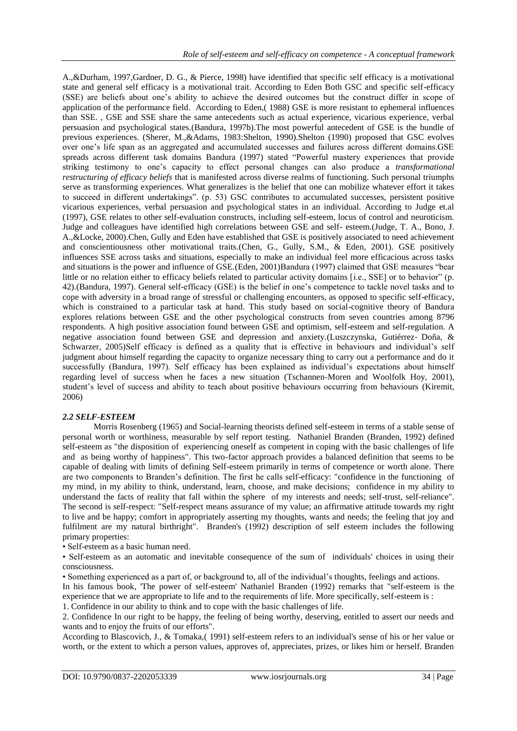A.,&Durham, 1997,Gardner, D. G., & Pierce, 1998) have identified that specific self efficacy is a motivational state and general self efficacy is a motivational trait. According to Eden Both GSC and specific self-efficacy (SSE) are beliefs about one's ability to achieve the desired outcomes but the construct differ in scope of application of the performance field. According to Eden,( 1988) GSE is more resistant to ephemeral influences than SSE. , GSE and SSE share the same antecedents such as actual experience, vicarious experience, verbal persuasion and psychological states.(Bandura, 1997b).The most powerful antecedent of GSE is the bundle of previous experiences. (Sherer, M.,&Adams, 1983:Shelton, 1990).Shelton (1990) proposed that GSC evolves over one's life span as an aggregated and accumulated successes and failures across different domains.GSE spreads across different task domains Bandura (1997) stated "Powerful mastery experiences that provide striking testimony to one's capacity to effect personal changes can also produce a *transformational restructuring of efficacy beliefs* that is manifested across diverse realms of functioning. Such personal triumphs serve as transforming experiences. What generalizes is the belief that one can mobilize whatever effort it takes to succeed in different undertakings". (p. 53) GSC contributes to accumulated successes, persistent positive vicarious experiences, verbal persuasion and psychological states in an individual. According to Judge et.al (1997), GSE relates to other self-evaluation constructs, including self-esteem, locus of control and neuroticism. Judge and colleagues have identified high correlations between GSE and self- esteem.(Judge, T. A., Bono, J. A.,&Locke, 2000).Chen, Gully and Eden have established that GSE is positively associated to need achievement and conscientiousness other motivational traits.(Chen, G., Gully, S.M., & Eden, 2001). GSE positively influences SSE across tasks and situations, especially to make an individual feel more efficacious across tasks and situations is the power and influence of GSE.(Eden, 2001)Bandura (1997) claimed that GSE measures "bear little or no relation either to efficacy beliefs related to particular activity domains [i.e., SSE] or to behavior" (p. 42).(Bandura, 1997). General self-efficacy (GSE) is the belief in one's competence to tackle novel tasks and to cope with adversity in a broad range of stressful or challenging encounters, as opposed to specific self-efficacy, which is constrained to a particular task at hand. This study based on social-cognitive theory of Bandura explores relations between GSE and the other psychological constructs from seven countries among 8796 respondents. A high positive association found between GSE and optimism, self-esteem and self-regulation. A negative association found between GSE and depression and anxiety.(Luszczynska, Gutiérrez- Doña, & Schwarzer, 2005)Self efficacy is defined as a quality that is effective in behaviours and individual's self judgment about himself regarding the capacity to organize necessary thing to carry out a performance and do it successfully (Bandura, 1997). Self efficacy has been explained as individual's expectations about himself regarding level of success when he faces a new situation (Tschannen-Moren and Woolfolk Hoy, 2001), student's level of success and ability to teach about positive behaviours occurring from behaviours (Kiremit, 2006)

### *2.2 SELF-ESTEEM*

Morris Rosenberg (1965) and Social-learning theorists defined self-esteem in terms of a stable sense of personal worth or worthiness, measurable by self report testing. Nathaniel Branden (Branden, 1992) defined self-esteem as "the disposition of experiencing oneself as competent in coping with the basic challenges of life and as being worthy of happiness". This two-factor approach provides a balanced definition that seems to be capable of dealing with limits of defining Self-esteem primarily in terms of competence or worth alone. There are two components to Branden's definition. The first he calls self-efficacy: "confidence in the functioning of my mind, in my ability to think, understand, learn, choose, and make decisions; confidence in my ability to understand the facts of reality that fall within the sphere of my interests and needs; self-trust, self-reliance". The second is self-respect: "Self-respect means assurance of my value; an affirmative attitude towards my right to live and be happy; comfort in appropriately asserting my thoughts, wants and needs; the feeling that joy and fulfilment are my natural birthright". Branden's (1992) description of self esteem includes the following primary properties:

- Self-esteem as a basic human need.
- Self-esteem as an automatic and inevitable consequence of the sum of individuals' choices in using their consciousness.
- Something experienced as a part of, or background to, all of the individual's thoughts, feelings and actions.

In his famous book, 'The power of self-esteem' Nathaniel Branden (1992) remarks that "self-esteem is the experience that we are appropriate to life and to the requirements of life. More specifically, self-esteem is :

1. Confidence in our ability to think and to cope with the basic challenges of life.
2. Confidence In our right to be happy, the feeling of being worthy, deserving, entitled to assert our needs and wants and to enjoy the fruits of our efforts".

According to Blascovich, J., & Tomaka,( 1991) self-esteem refers to an individual's sense of his or her value or worth, or the extent to which a person values, approves of, appreciates, prizes, or likes him or herself. Branden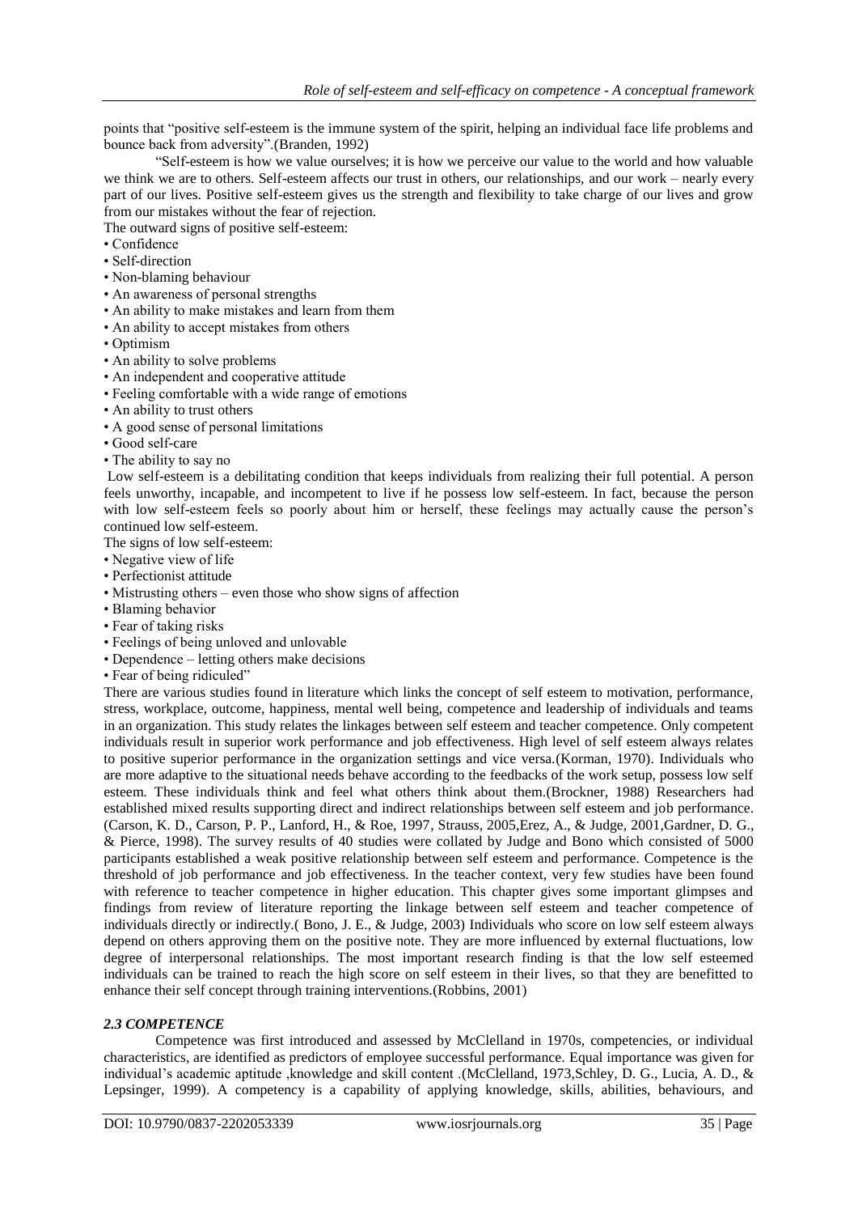points that "positive self-esteem is the immune system of the spirit, helping an individual face life problems and bounce back from adversity".(Branden, 1992)

"Self-esteem is how we value ourselves; it is how we perceive our value to the world and how valuable we think we are to others. Self-esteem affects our trust in others, our relationships, and our work – nearly every part of our lives. Positive self-esteem gives us the strength and flexibility to take charge of our lives and grow from our mistakes without the fear of rejection.

The outward signs of positive self-esteem:

- Confidence
- Self-direction
- Non-blaming behaviour
- An awareness of personal strengths
- An ability to make mistakes and learn from them
- An ability to accept mistakes from others
- Optimism
- An ability to solve problems
- An independent and cooperative attitude
- Feeling comfortable with a wide range of emotions
- An ability to trust others
- A good sense of personal limitations
- Good self-care
- The ability to say no

Low self-esteem is a debilitating condition that keeps individuals from realizing their full potential. A person feels unworthy, incapable, and incompetent to live if he possess low self-esteem. In fact, because the person with low self-esteem feels so poorly about him or herself, these feelings may actually cause the person's continued low self-esteem.

The signs of low self-esteem:

- Negative view of life
- Perfectionist attitude
- Mistrusting others – even those who show signs of affection
- Blaming behavior
- Fear of taking risks
- Feelings of being unloved and unlovable
- Dependence – letting others make decisions
- Fear of being ridiculed"

There are various studies found in literature which links the concept of self esteem to motivation, performance, stress, workplace, outcome, happiness, mental well being, competence and leadership of individuals and teams in an organization. This study relates the linkages between self esteem and teacher competence. Only competent individuals result in superior work performance and job effectiveness. High level of self esteem always relates to positive superior performance in the organization settings and vice versa.(Korman, 1970). Individuals who are more adaptive to the situational needs behave according to the feedbacks of the work setup, possess low self esteem. These individuals think and feel what others think about them.(Brockner, 1988) Researchers had established mixed results supporting direct and indirect relationships between self esteem and job performance. (Carson, K. D., Carson, P. P., Lanford, H., & Roe, 1997, Strauss, 2005,Erez, A., & Judge, 2001,Gardner, D. G., & Pierce, 1998). The survey results of 40 studies were collated by Judge and Bono which consisted of 5000 participants established a weak positive relationship between self esteem and performance. Competence is the threshold of job performance and job effectiveness. In the teacher context, very few studies have been found with reference to teacher competence in higher education. This chapter gives some important glimpses and findings from review of literature reporting the linkage between self esteem and teacher competence of individuals directly or indirectly.( Bono, J. E., & Judge, 2003) Individuals who score on low self esteem always depend on others approving them on the positive note. They are more influenced by external fluctuations, low degree of interpersonal relationships. The most important research finding is that the low self esteemed individuals can be trained to reach the high score on self esteem in their lives, so that they are benefitted to enhance their self concept through training interventions.(Robbins, 2001)

### *2.3 COMPETENCE*

Competence was first introduced and assessed by McClelland in 1970s, competencies, or individual characteristics, are identified as predictors of employee successful performance. Equal importance was given for individual's academic aptitude ,knowledge and skill content .(McClelland, 1973,Schley, D. G., Lucia, A. D., & Lepsinger, 1999). A competency is a capability of applying knowledge, skills, abilities, behaviours, and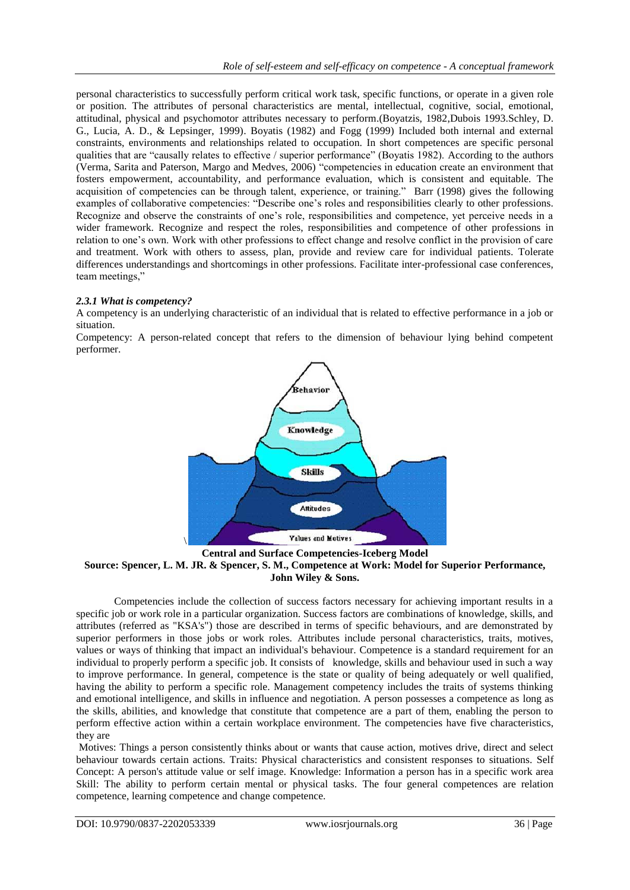personal characteristics to successfully perform critical work task, specific functions, or operate in a given role or position. The attributes of personal characteristics are mental, intellectual, cognitive, social, emotional, attitudinal, physical and psychomotor attributes necessary to perform.(Boyatzis, 1982,Dubois 1993.Schley, D. G., Lucia, A. D., & Lepsinger, 1999). Boyatis (1982) and Fogg (1999) Included both internal and external constraints, environments and relationships related to occupation. In short competences are specific personal qualities that are "causally relates to effective / superior performance" (Boyatis 1982). According to the authors (Verma, Sarita and Paterson, Margo and Medves, 2006) "competencies in education create an environment that fosters empowerment, accountability, and performance evaluation, which is consistent and equitable. The acquisition of competencies can be through talent, experience, or training." Barr (1998) gives the following examples of collaborative competencies: "Describe one's roles and responsibilities clearly to other professions. Recognize and observe the constraints of one's role, responsibilities and competence, yet perceive needs in a wider framework. Recognize and respect the roles, responsibilities and competence of other professions in relation to one's own. Work with other professions to effect change and resolve conflict in the provision of care and treatment. Work with others to assess, plan, provide and review care for individual patients. Tolerate differences understandings and shortcomings in other professions. Facilitate inter-professional case conferences, team meetings,"

### *2.3.1 What is competency?*

A competency is an underlying characteristic of an individual that is related to effective performance in a job or situation.

Competency: A person-related concept that refers to the dimension of behaviour lying behind competent performer.

**Central and Surface Competencies-Iceberg Model**
**Source: Spencer, L. M. JR. & Spencer, S. M., Competence at Work: Model for Superior Performance, John Wiley & Sons.**

Competencies include the collection of success factors necessary for achieving important results in a specific job or work role in a particular organization. Success factors are combinations of knowledge, skills, and attributes (referred as "KSA's") those are described in terms of specific behaviours, and are demonstrated by superior performers in those jobs or work roles. Attributes include personal characteristics, traits, motives, values or ways of thinking that impact an individual's behaviour. Competence is a standard requirement for an individual to properly perform a specific job. It consists of knowledge, skills and behaviour used in such a way to improve performance. In general, competence is the state or quality of being adequately or well qualified, having the ability to perform a specific role. Management competency includes the traits of systems thinking and emotional intelligence, and skills in influence and negotiation. A person possesses a competence as long as the skills, abilities, and knowledge that constitute that competence are a part of them, enabling the person to perform effective action within a certain workplace environment. The competencies have five characteristics, they are

Motives: Things a person consistently thinks about or wants that cause action, motives drive, direct and select behaviour towards certain actions. Traits: Physical characteristics and consistent responses to situations. Self Concept: A person's attitude value or self image. Knowledge: Information a person has in a specific work area Skill: The ability to perform certain mental or physical tasks. The four general competences are relation competence, learning competence and change competence.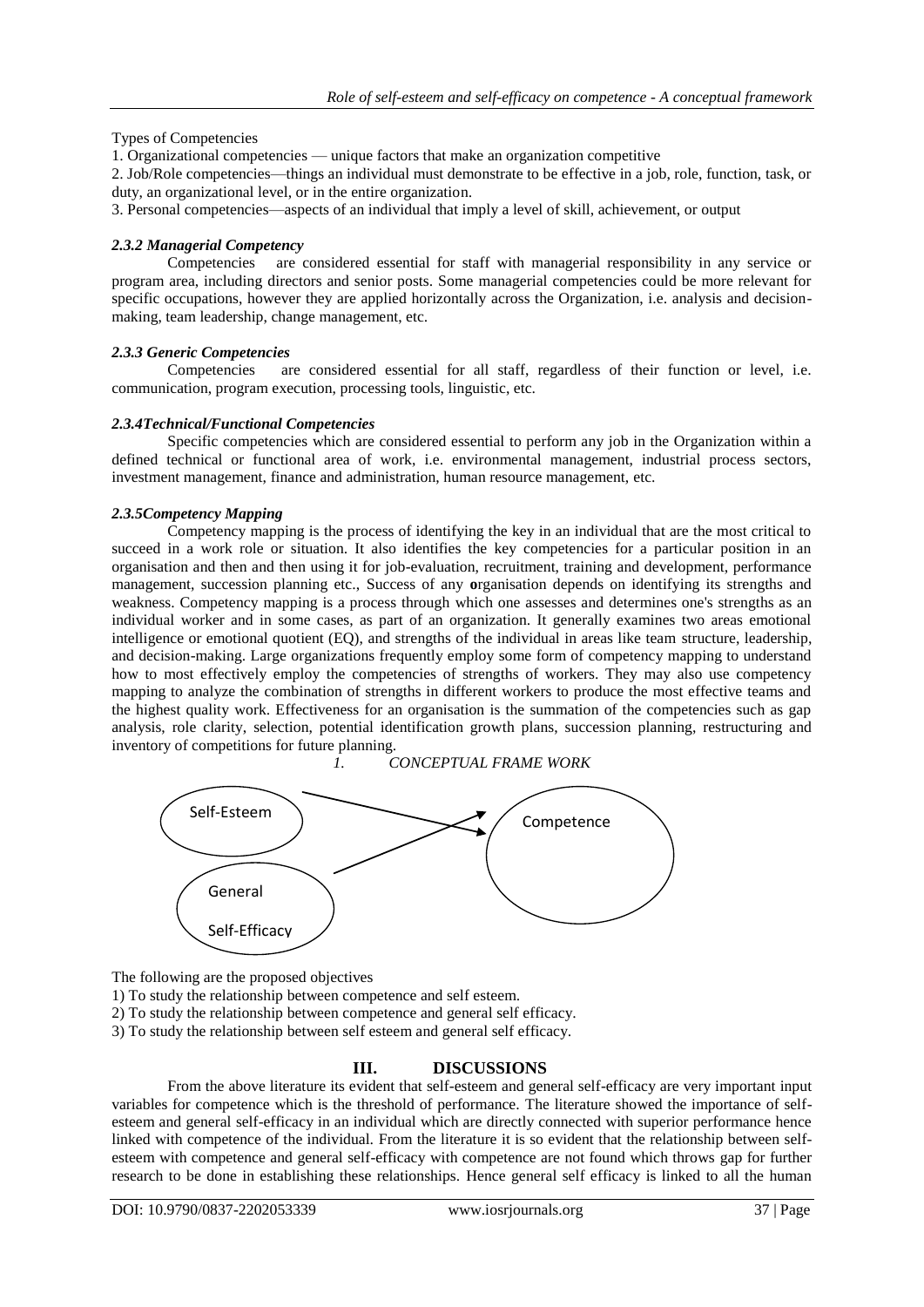Types of Competencies

1. Organizational competencies — unique factors that make an organization competitive
2. Job/Role competencies—things an individual must demonstrate to be effective in a job, role, function, task, or duty, an organizational level, or in the entire organization.
3. Personal competencies—aspects of an individual that imply a level of skill, achievement, or output

#### *2.3.2 Managerial Competency*

Competencies are considered essential for staff with managerial responsibility in any service or program area, including directors and senior posts. Some managerial competencies could be more relevant for specific occupations, however they are applied horizontally across the Organization, i.e. analysis and decision-making, team leadership, change management, etc.

#### *2.3.3 Generic Competencies*

Competencies are considered essential for all staff, regardless of their function or level, i.e. communication, program execution, processing tools, linguistic, etc.

#### *2.3.4Technical/Functional Competencies*

Specific competencies which are considered essential to perform any job in the Organization within a defined technical or functional area of work, i.e. environmental management, industrial process sectors, investment management, finance and administration, human resource management, etc.

#### *2.3.5Competency Mapping*

Competency mapping is the process of identifying the key in an individual that are the most critical to succeed in a work role or situation. It also identifies the key competencies for a particular position in an organisation and then and then using it for job-evaluation, recruitment, training and development, performance management, succession planning etc., Success of any **o**rganisation depends on identifying its strengths and weakness. Competency mapping is a process through which one assesses and determines one's strengths as an individual worker and in some cases, as part of an organization. It generally examines two areas emotional intelligence or emotional quotient (EQ), and strengths of the individual in areas like team structure, leadership, and decision-making. Large organizations frequently employ some form of competency mapping to understand how to most effectively employ the competencies of strengths of workers. They may also use competency mapping to analyze the combination of strengths in different workers to produce the most effective teams and the highest quality work. Effectiveness for an organisation is the summation of the competencies such as gap analysis, role clarity, selection, potential identification growth plans, succession planning, restructuring and inventory of competitions for future planning.

*1. CONCEPTUAL FRAME WORK*

Self-Esteem → Competence

General Self-Efficacy → Competence

The following are the proposed objectives

1) To study the relationship between competence and self esteem.
2) To study the relationship between competence and general self efficacy.
3) To study the relationship between self esteem and general self efficacy.

## III. DISCUSSIONS

From the above literature its evident that self-esteem and general self-efficacy are very important input variables for competence which is the threshold of performance. The literature showed the importance of self-esteem and general self-efficacy in an individual which are directly connected with superior performance hence linked with competence of the individual. From the literature it is so evident that the relationship between self-esteem with competence and general self-efficacy with competence are not found which throws gap for further research to be done in establishing these relationships. Hence general self efficacy is linked to all the human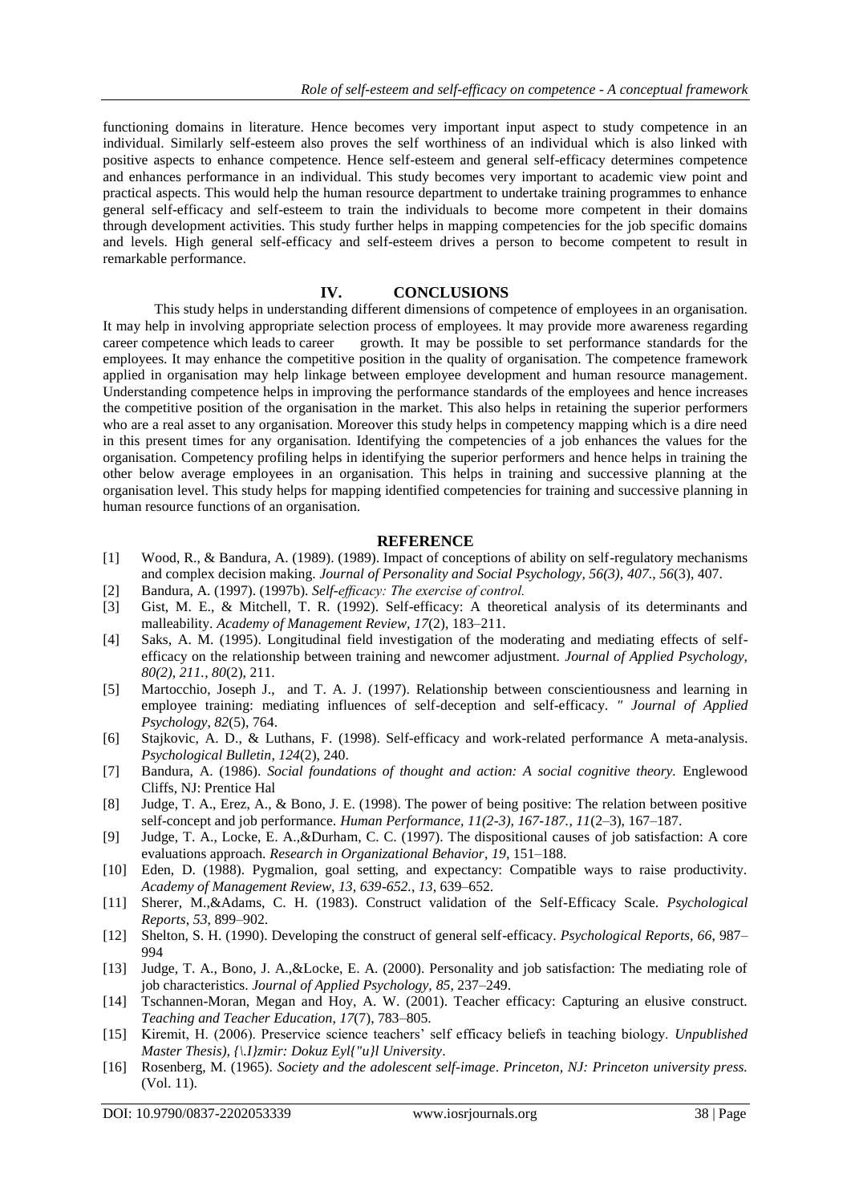functioning domains in literature. Hence becomes very important input aspect to study competence in an individual. Similarly self-esteem also proves the self worthiness of an individual which is also linked with positive aspects to enhance competence. Hence self-esteem and general self-efficacy determines competence and enhances performance in an individual. This study becomes very important to academic view point and practical aspects. This would help the human resource department to undertake training programmes to enhance general self-efficacy and self-esteem to train the individuals to become more competent in their domains through development activities. This study further helps in mapping competencies for the job specific domains and levels. High general self-efficacy and self-esteem drives a person to become competent to result in remarkable performance.

## IV. CONCLUSIONS

This study helps in understanding different dimensions of competence of employees in an organisation. It may help in involving appropriate selection process of employees. It may provide more awareness regarding career competence which leads to career growth. It may be possible to set performance standards for the employees. It may enhance the competitive position in the quality of organisation. The competence framework applied in organisation may help linkage between employee development and human resource management. Understanding competence helps in improving the performance standards of the employees and hence increases the competitive position of the organisation in the market. This also helps in retaining the superior performers who are a real asset to any organisation. Moreover this study helps in competency mapping which is a dire need in this present times for any organisation. Identifying the competencies of a job enhances the values for the organisation. Competency profiling helps in identifying the superior performers and hence helps in training the other below average employees in an organisation. This helps in training and successive planning at the organisation level. This study helps for mapping identified competencies for training and successive planning in human resource functions of an organisation.

## REFERENCE

[1] Wood, R., & Bandura, A. (1989). (1989). Impact of conceptions of ability on self-regulatory mechanisms and complex decision making. *Journal of Personality and Social Psychology, 56(3), 407.*, *56*(3), 407.

[2] Bandura, A. (1997). (1997b). *Self-efficacy: The exercise of control.*

[3] Gist, M. E., & Mitchell, T. R. (1992). Self-efficacy: A theoretical analysis of its determinants and malleability. *Academy of Management Review*, *17*(2), 183–211.

[4] Saks, A. M. (1995). Longitudinal field investigation of the moderating and mediating effects of self-efficacy on the relationship between training and newcomer adjustment. *Journal of Applied Psychology, 80(2), 211.*, *80*(2), 211.

[5] Martocchio, Joseph J., and T. A. J. (1997). Relationship between conscientiousness and learning in employee training: mediating influences of self-deception and self-efficacy. *" Journal of Applied Psychology*, *82*(5), 764.

[6] Stajkovic, A. D., & Luthans, F. (1998). Self-efficacy and work-related performance A meta-analysis. *Psychological Bulletin*, *124*(2), 240.

[7] Bandura, A. (1986). *Social foundations of thought and action: A social cognitive theory.* Englewood Cliffs, NJ: Prentice Hal

[8] Judge, T. A., Erez, A., & Bono, J. E. (1998). The power of being positive: The relation between positive self-concept and job performance. *Human Performance, 11(2-3), 167-187.*, *11*(2–3), 167–187.

[9] Judge, T. A., Locke, E. A.,&Durham, C. C. (1997). The dispositional causes of job satisfaction: A core evaluations approach. *Research in Organizational Behavior*, *19*, 151–188.

[10] Eden, D. (1988). Pygmalion, goal setting, and expectancy: Compatible ways to raise productivity. *Academy of Management Review, 13, 639-652.*, *13*, 639–652.

[11] Sherer, M.,&Adams, C. H. (1983). Construct validation of the Self-Efficacy Scale. *Psychological Reports*, *53*, 899–902.

[12] Shelton, S. H. (1990). Developing the construct of general self-efficacy. *Psychological Reports*, *66*, 987–994

[13] Judge, T. A., Bono, J. A.,&Locke, E. A. (2000). Personality and job satisfaction: The mediating role of job characteristics. *Journal of Applied Psychology, 85*, 237–249.

[14] Tschannen-Moran, Megan and Hoy, A. W. (2001). Teacher efficacy: Capturing an elusive construct. *Teaching and Teacher Education*, *17*(7), 783–805.

[15] Kiremit, H. (2006). Preservice science teachers' self efficacy beliefs in teaching biology. *Unpublished Master Thesis), {\.I}zmir: Dokuz Eyl{"u}l University*.

[16] Rosenberg, M. (1965). *Society and the adolescent self-image. Princeton, NJ: Princeton university press.* (Vol. 11).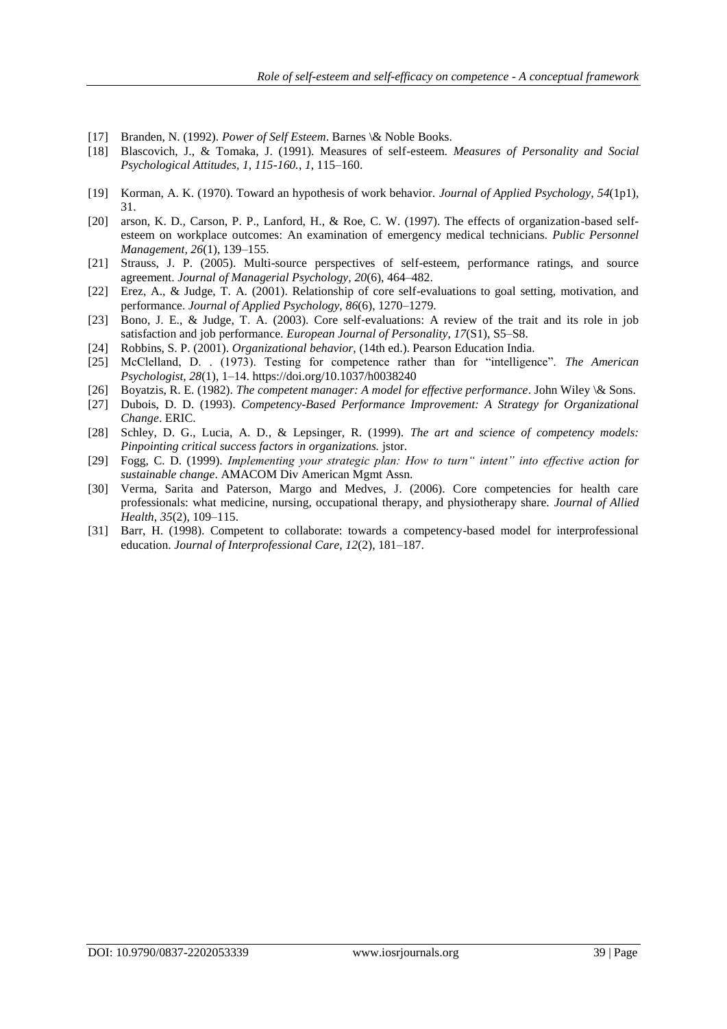[17] Branden, N. (1992). *Power of Self Esteem*. Barnes \& Noble Books.

[18] Blascovich, J., & Tomaka, J. (1991). Measures of self-esteem. *Measures of Personality and Social Psychological Attitudes, 1, 115-160.*, *1*, 115–160.

[19] Korman, A. K. (1970). Toward an hypothesis of work behavior. *Journal of Applied Psychology, 54*(1p1), 31.

[20] arson, K. D., Carson, P. P., Lanford, H., & Roe, C. W. (1997). The effects of organization-based self-esteem on workplace outcomes: An examination of emergency medical technicians. *Public Personnel Management, 26*(1), 139–155.

[21] Strauss, J. P. (2005). Multi-source perspectives of self-esteem, performance ratings, and source agreement. *Journal of Managerial Psychology, 20*(6), 464–482.

[22] Erez, A., & Judge, T. A. (2001). Relationship of core self-evaluations to goal setting, motivation, and performance. *Journal of Applied Psychology, 86*(6), 1270–1279.

[23] Bono, J. E., & Judge, T. A. (2003). Core self-evaluations: A review of the trait and its role in job satisfaction and job performance. *European Journal of Personality, 17*(S1), S5–S8.

[24] Robbins, S. P. (2001). *Organizational behavior*, (14th ed.). Pearson Education India.

[25] McClelland, D. . (1973). Testing for competence rather than for "intelligence". *The American Psychologist, 28*(1), 1–14. https://doi.org/10.1037/h0038240

[26] Boyatzis, R. E. (1982). *The competent manager: A model for effective performance*. John Wiley \& Sons.

[27] Dubois, D. D. (1993). *Competency-Based Performance Improvement: A Strategy for Organizational Change*. ERIC.

[28] Schley, D. G., Lucia, A. D., & Lepsinger, R. (1999). *The art and science of competency models: Pinpointing critical success factors in organizations.* jstor.

[29] Fogg, C. D. (1999). *Implementing your strategic plan: How to turn" intent" into effective action for sustainable change*. AMACOM Div American Mgmt Assn.

[30] Verma, Sarita and Paterson, Margo and Medves, J. (2006). Core competencies for health care professionals: what medicine, nursing, occupational therapy, and physiotherapy share. *Journal of Allied Health, 35*(2), 109–115.

[31] Barr, H. (1998). Competent to collaborate: towards a competency-based model for interprofessional education. *Journal of Interprofessional Care, 12*(2), 181–187.